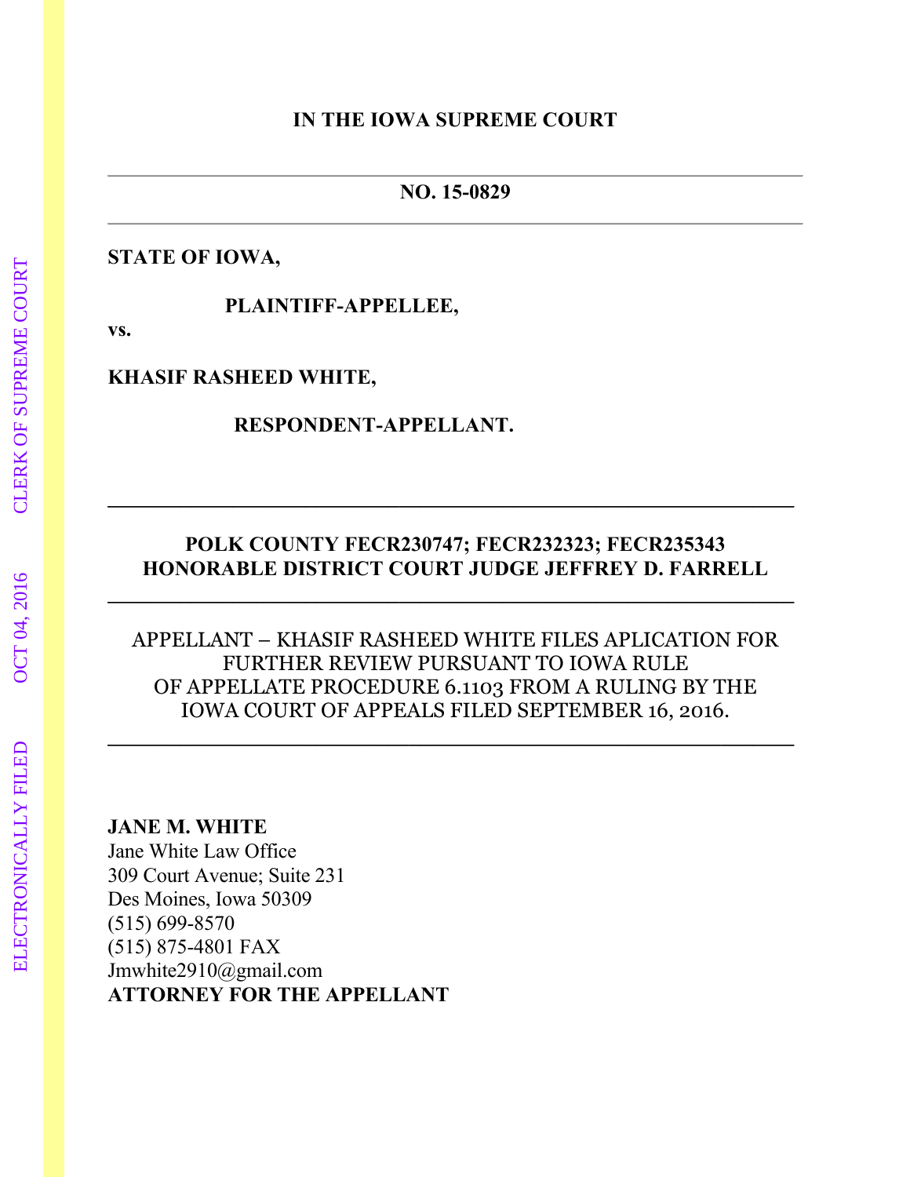**IN THE IOWA SUPREME COURT**

---

**NO. 15-0829**

---

**STATE OF IOWA,**

**PLAINTIFF-APPELLEE,**

**vs.**

**KHASIF RASHEED WHITE,**

**RESPONDENT-APPELLANT.**

---

**POLK COUNTY FECR230747; FECR232323; FECR235343**
**HONORABLE DISTRICT COURT JUDGE JEFFREY D. FARRELL**

---

APPELLANT – KHASIF RASHEED WHITE FILES APLICATION FOR FURTHER REVIEW PURSUANT TO IOWA RULE OF APPELLATE PROCEDURE 6.1103 FROM A RULING BY THE IOWA COURT OF APPEALS FILED SEPTEMBER 16, 2016.

---

**JANE M. WHITE**
Jane White Law Office
309 Court Avenue; Suite 231
Des Moines, Iowa 50309
(515) 699-8570
(515) 875-4801 FAX
Jmwhite2910@gmail.com
**ATTORNEY FOR THE APPELLANT**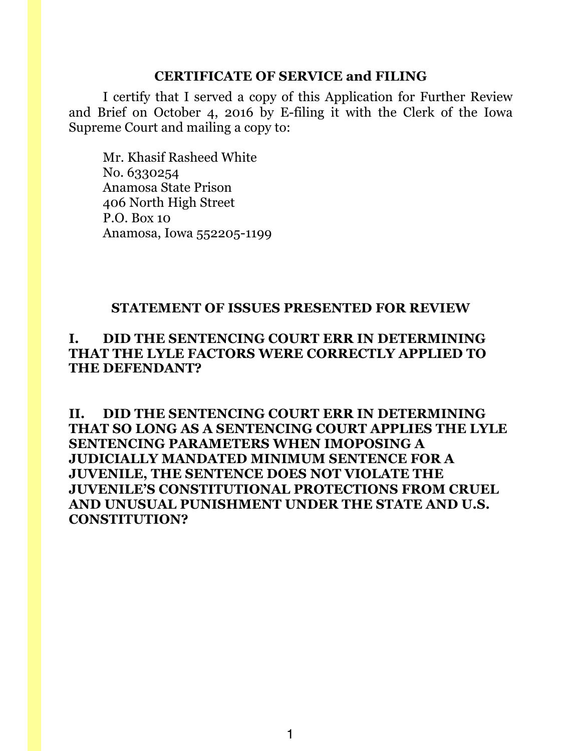## CERTIFICATE OF SERVICE and FILING

I certify that I served a copy of this Application for Further Review and Brief on October 4, 2016 by E-filing it with the Clerk of the Iowa Supreme Court and mailing a copy to:

Mr. Khasif Rasheed White  
No. 6330254  
Anamosa State Prison  
406 North High Street  
P.O. Box 10  
Anamosa, Iowa 552205-1199

## STATEMENT OF ISSUES PRESENTED FOR REVIEW

**I. DID THE SENTENCING COURT ERR IN DETERMINING THAT THE LYLE FACTORS WERE CORRECTLY APPLIED TO THE DEFENDANT?**

**II. DID THE SENTENCING COURT ERR IN DETERMINING THAT SO LONG AS A SENTENCING COURT APPLIES THE LYLE SENTENCING PARAMETERS WHEN IMOPOSING A JUDICIALLY MANDATED MINIMUM SENTENCE FOR A JUVENILE, THE SENTENCE DOES NOT VIOLATE THE JUVENILE'S CONSTITUTIONAL PROTECTIONS FROM CRUEL AND UNUSUAL PUNISHMENT UNDER THE STATE AND U.S. CONSTITUTION?**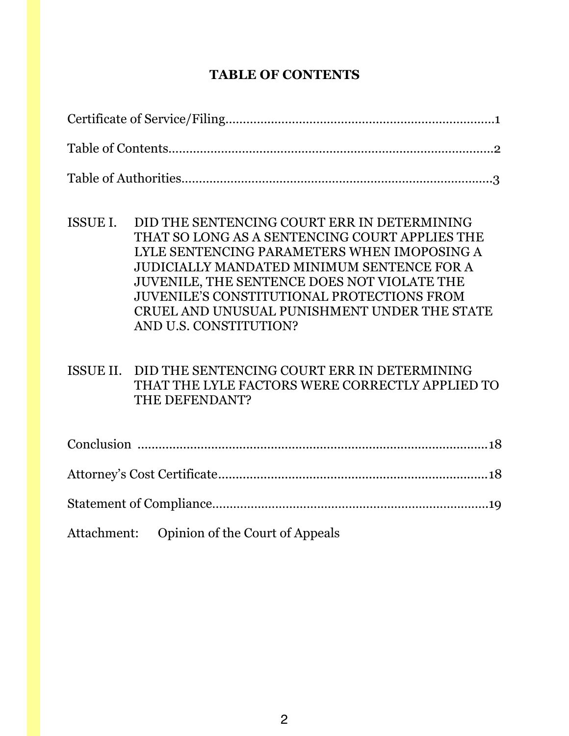## TABLE OF CONTENTS

Certificate of Service/Filing............................................................................1

Table of Contents............................................................................................2

Table of Authorities........................................................................................3

ISSUE I. DID THE SENTENCING COURT ERR IN DETERMINING THAT SO LONG AS A SENTENCING COURT APPLIES THE LYLE SENTENCING PARAMETERS WHEN IMOPOSING A JUDICIALLY MANDATED MINIMUM SENTENCE FOR A JUVENILE, THE SENTENCE DOES NOT VIOLATE THE JUVENILE'S CONSTITUTIONAL PROTECTIONS FROM CRUEL AND UNUSUAL PUNISHMENT UNDER THE STATE AND U.S. CONSTITUTION?

ISSUE II. DID THE SENTENCING COURT ERR IN DETERMINING THAT THE LYLE FACTORS WERE CORRECTLY APPLIED TO THE DEFENDANT?

Conclusion .....................................................................................................18

Attorney's Cost Certificate.............................................................................18

Statement of Compliance...............................................................................19

Attachment: Opinion of the Court of Appeals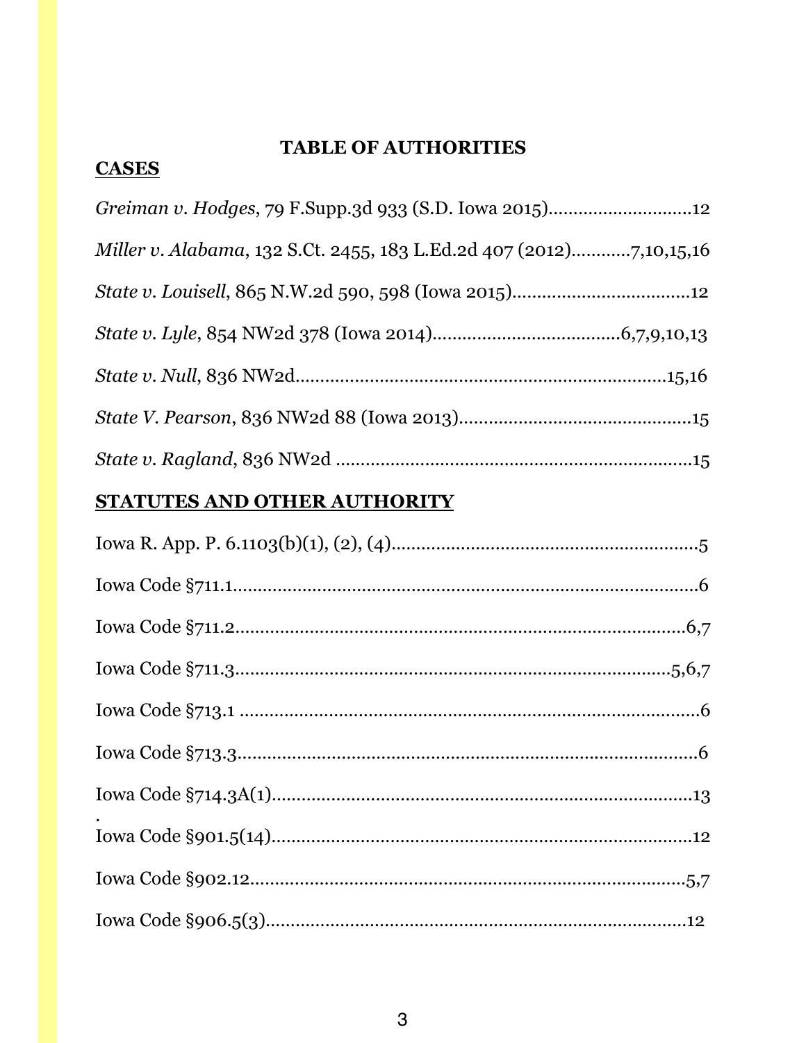## TABLE OF AUTHORITIES

### CASES

*Greiman v. Hodges*, 79 F.Supp.3d 933 (S.D. Iowa 2015)............................12

*Miller v. Alabama*, 132 S.Ct. 2455, 183 L.Ed.2d 407 (2012)............7,10,15,16

*State v. Louisell*, 865 N.W.2d 590, 598 (Iowa 2015)...................................12

*State v. Lyle*, 854 NW2d 378 (Iowa 2014).....................................6,7,9,10,13

*State v. Null*, 836 NW2d..........................................................................15,16

*State V. Pearson*, 836 NW2d 88 (Iowa 2013)...............................................15

*State v. Ragland*, 836 NW2d ......................................................................15

### STATUTES AND OTHER AUTHORITY

Iowa R. App. P. 6.1103(b)(1), (2), (4)..............................................................5

Iowa Code §711.1.............................................................................................6

Iowa Code §711.2...........................................................................................6,7

Iowa Code §711.3.........................................................................................5,6,7

Iowa Code §713.1 ............................................................................................6

Iowa Code §713.3.............................................................................................6

Iowa Code §714.3A(1).....................................................................................13

.

Iowa Code §901.5(14)......................................................................................12

Iowa Code §902.12.........................................................................................5,7

Iowa Code §906.5(3).......................................................................................12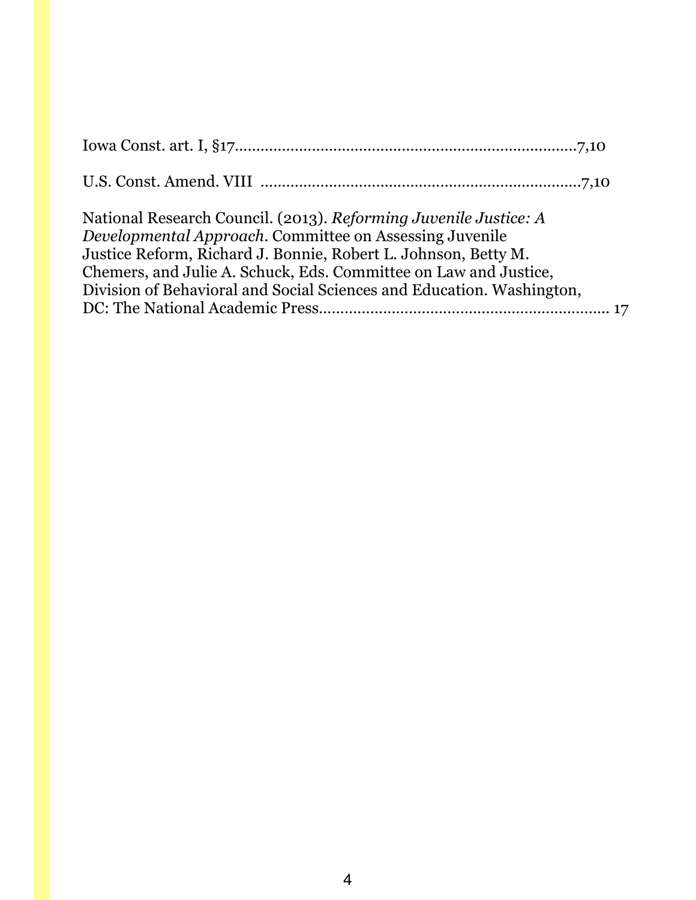Iowa Const. art. I, §17.................................................................................7,10

U.S. Const. Amend. VIII ...........................................................................7,10

National Research Council. (2013). *Reforming Juvenile Justice: A Developmental Approach*. Committee on Assessing Juvenile Justice Reform, Richard J. Bonnie, Robert L. Johnson, Betty M. Chemers, and Julie A. Schuck, Eds. Committee on Law and Justice, Division of Behavioral and Social Sciences and Education. Washington, DC: The National Academic Press..................................................................... 17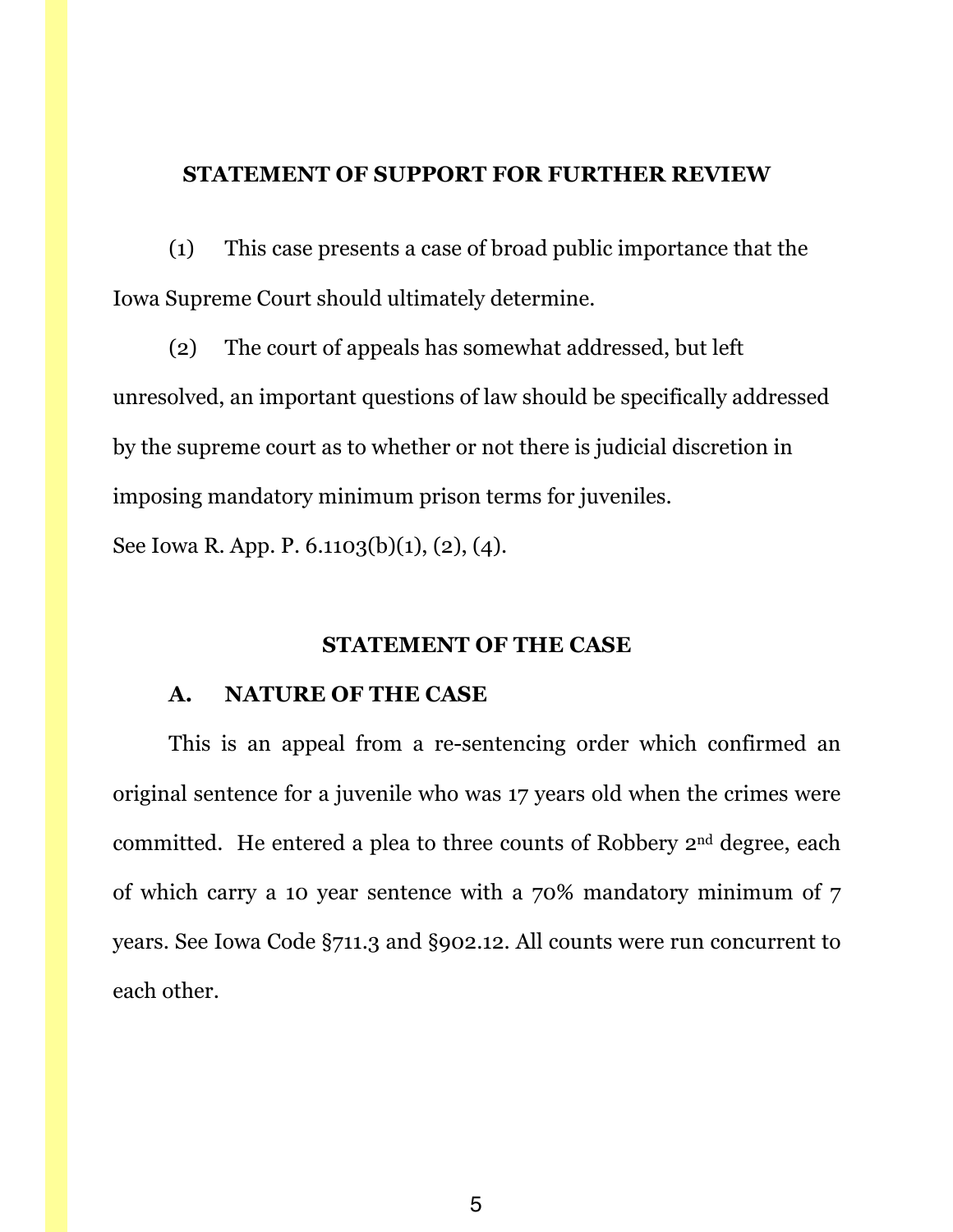## STATEMENT OF SUPPORT FOR FURTHER REVIEW

(1) This case presents a case of broad public importance that the Iowa Supreme Court should ultimately determine.

(2) The court of appeals has somewhat addressed, but left unresolved, an important questions of law should be specifically addressed by the supreme court as to whether or not there is judicial discretion in imposing mandatory minimum prison terms for juveniles.

See Iowa R. App. P. 6.1103(b)(1), (2), (4).

## STATEMENT OF THE CASE

### A. NATURE OF THE CASE

This is an appeal from a re-sentencing order which confirmed an original sentence for a juvenile who was 17 years old when the crimes were committed. He entered a plea to three counts of Robbery 2nd degree, each of which carry a 10 year sentence with a 70% mandatory minimum of 7 years. See Iowa Code §711.3 and §902.12. All counts were run concurrent to each other.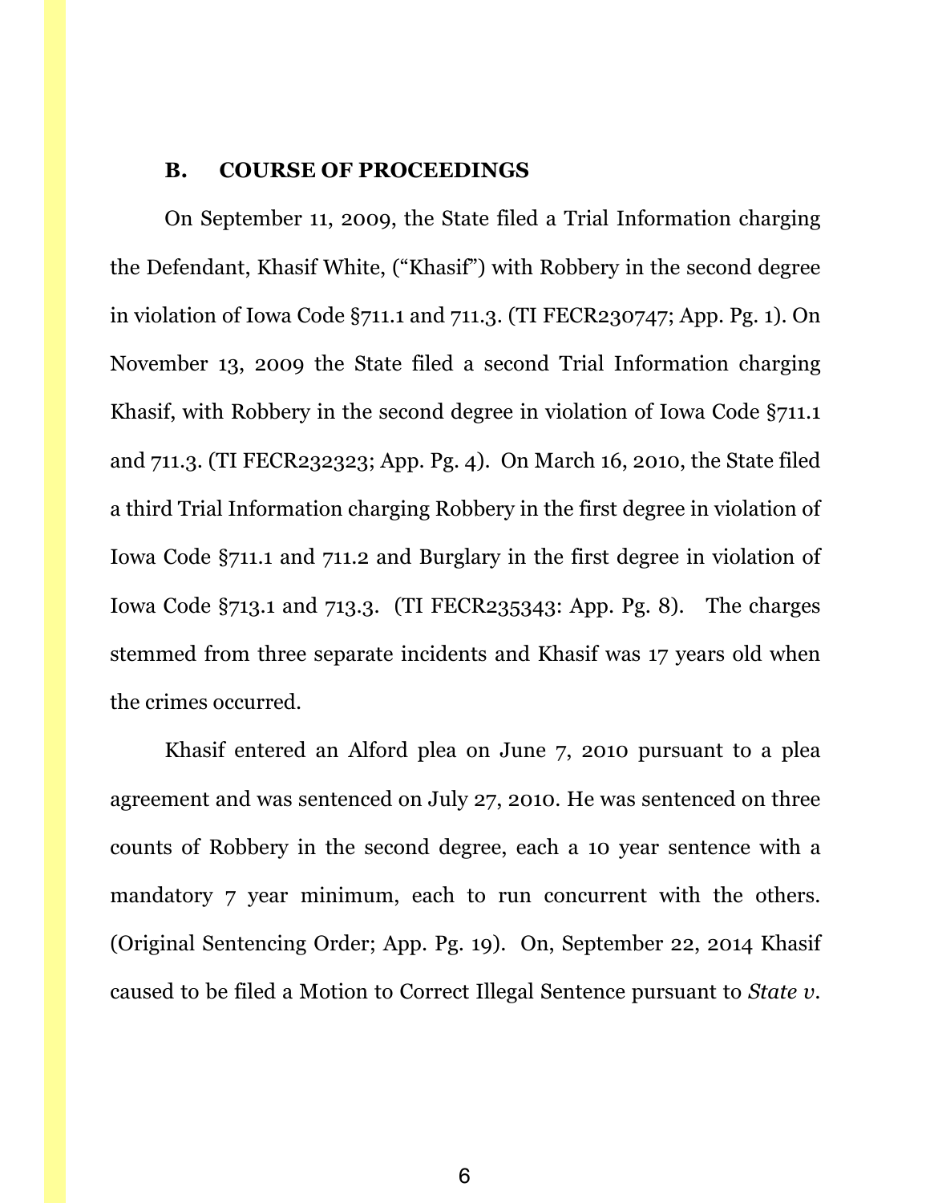### B. COURSE OF PROCEEDINGS

On September 11, 2009, the State filed a Trial Information charging the Defendant, Khasif White, ("Khasif") with Robbery in the second degree in violation of Iowa Code §711.1 and 711.3. (TI FECR230747; App. Pg. 1). On November 13, 2009 the State filed a second Trial Information charging Khasif, with Robbery in the second degree in violation of Iowa Code §711.1 and 711.3. (TI FECR232323; App. Pg. 4). On March 16, 2010, the State filed a third Trial Information charging Robbery in the first degree in violation of Iowa Code §711.1 and 711.2 and Burglary in the first degree in violation of Iowa Code §713.1 and 713.3. (TI FECR235343: App. Pg. 8). The charges stemmed from three separate incidents and Khasif was 17 years old when the crimes occurred.

Khasif entered an Alford plea on June 7, 2010 pursuant to a plea agreement and was sentenced on July 27, 2010. He was sentenced on three counts of Robbery in the second degree, each a 10 year sentence with a mandatory 7 year minimum, each to run concurrent with the others. (Original Sentencing Order; App. Pg. 19). On, September 22, 2014 Khasif caused to be filed a Motion to Correct Illegal Sentence pursuant to *State v.*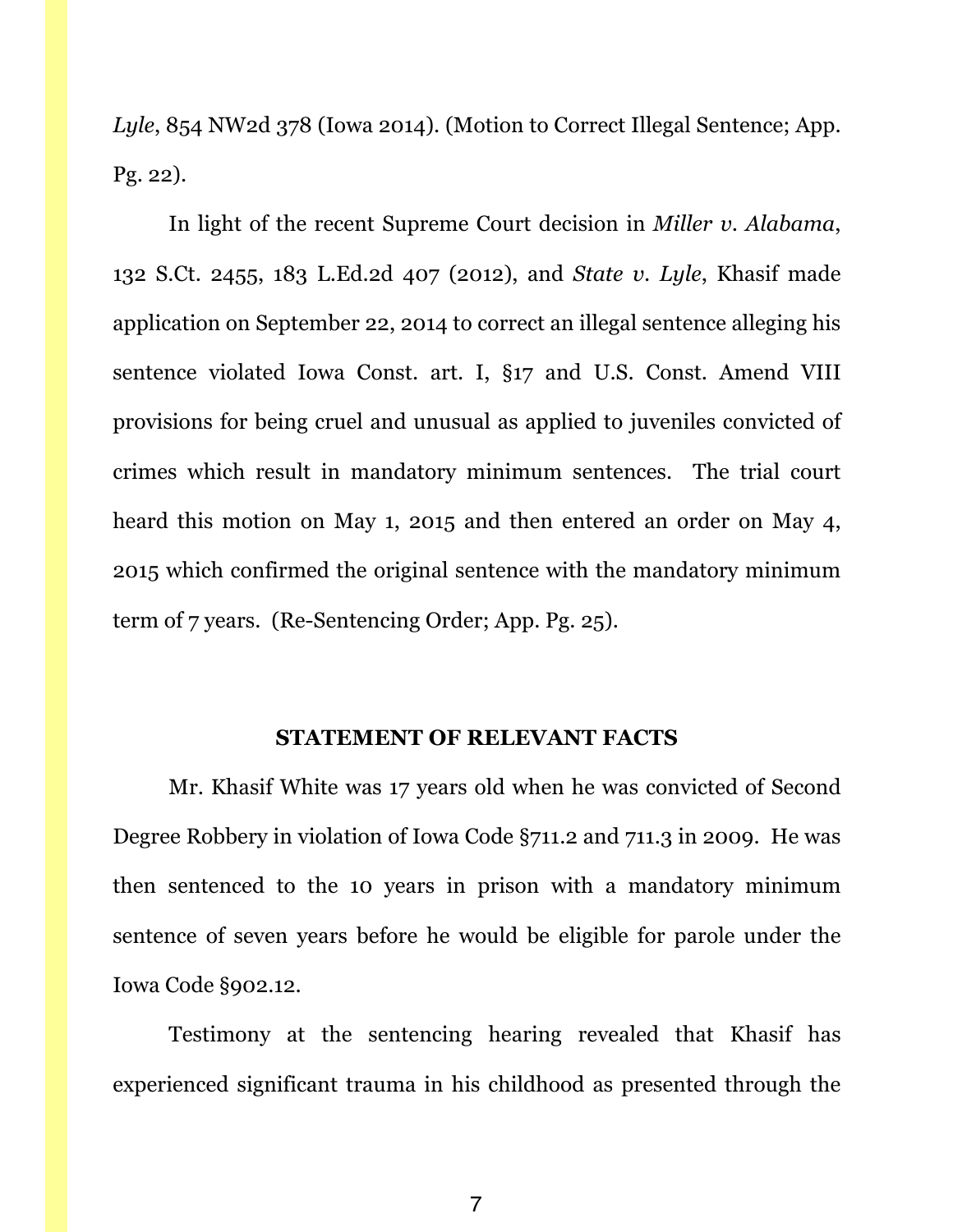*Lyle*, 854 NW2d 378 (Iowa 2014). (Motion to Correct Illegal Sentence; App. Pg. 22).

In light of the recent Supreme Court decision in *Miller v. Alabama*, 132 S.Ct. 2455, 183 L.Ed.2d 407 (2012), and *State v. Lyle*, Khasif made application on September 22, 2014 to correct an illegal sentence alleging his sentence violated Iowa Const. art. I, §17 and U.S. Const. Amend VIII provisions for being cruel and unusual as applied to juveniles convicted of crimes which result in mandatory minimum sentences. The trial court heard this motion on May 1, 2015 and then entered an order on May 4, 2015 which confirmed the original sentence with the mandatory minimum term of 7 years. (Re-Sentencing Order; App. Pg. 25).

## STATEMENT OF RELEVANT FACTS

Mr. Khasif White was 17 years old when he was convicted of Second Degree Robbery in violation of Iowa Code §711.2 and 711.3 in 2009. He was then sentenced to the 10 years in prison with a mandatory minimum sentence of seven years before he would be eligible for parole under the Iowa Code §902.12.

Testimony at the sentencing hearing revealed that Khasif has experienced significant trauma in his childhood as presented through the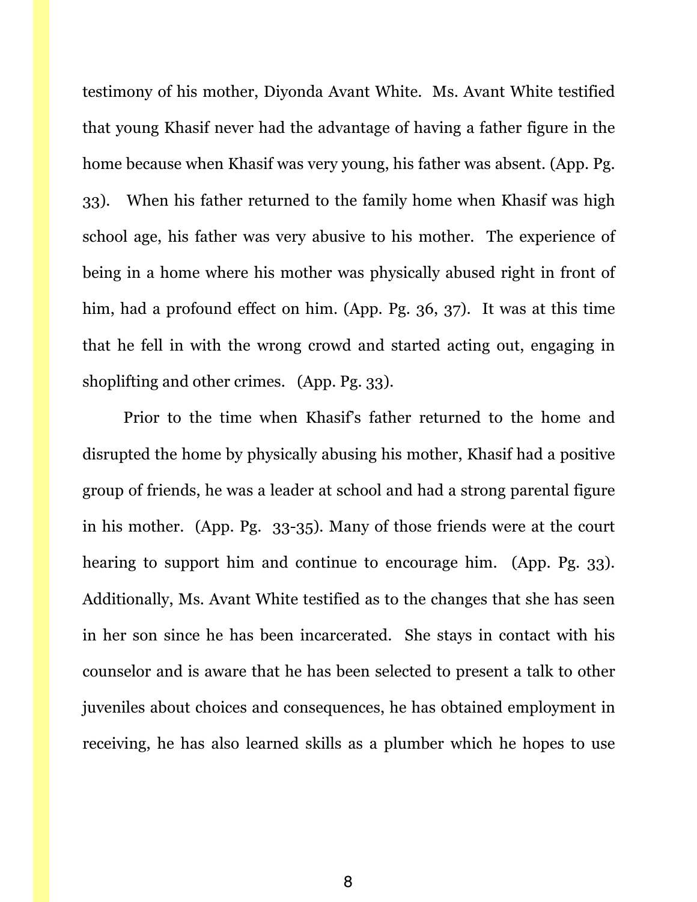testimony of his mother, Diyonda Avant White. Ms. Avant White testified that young Khasif never had the advantage of having a father figure in the home because when Khasif was very young, his father was absent. (App. Pg. 33). When his father returned to the family home when Khasif was high school age, his father was very abusive to his mother. The experience of being in a home where his mother was physically abused right in front of him, had a profound effect on him. (App. Pg. 36, 37). It was at this time that he fell in with the wrong crowd and started acting out, engaging in shoplifting and other crimes. (App. Pg. 33).

Prior to the time when Khasif's father returned to the home and disrupted the home by physically abusing his mother, Khasif had a positive group of friends, he was a leader at school and had a strong parental figure in his mother. (App. Pg. 33-35). Many of those friends were at the court hearing to support him and continue to encourage him. (App. Pg. 33). Additionally, Ms. Avant White testified as to the changes that she has seen in her son since he has been incarcerated. She stays in contact with his counselor and is aware that he has been selected to present a talk to other juveniles about choices and consequences, he has obtained employment in receiving, he has also learned skills as a plumber which he hopes to use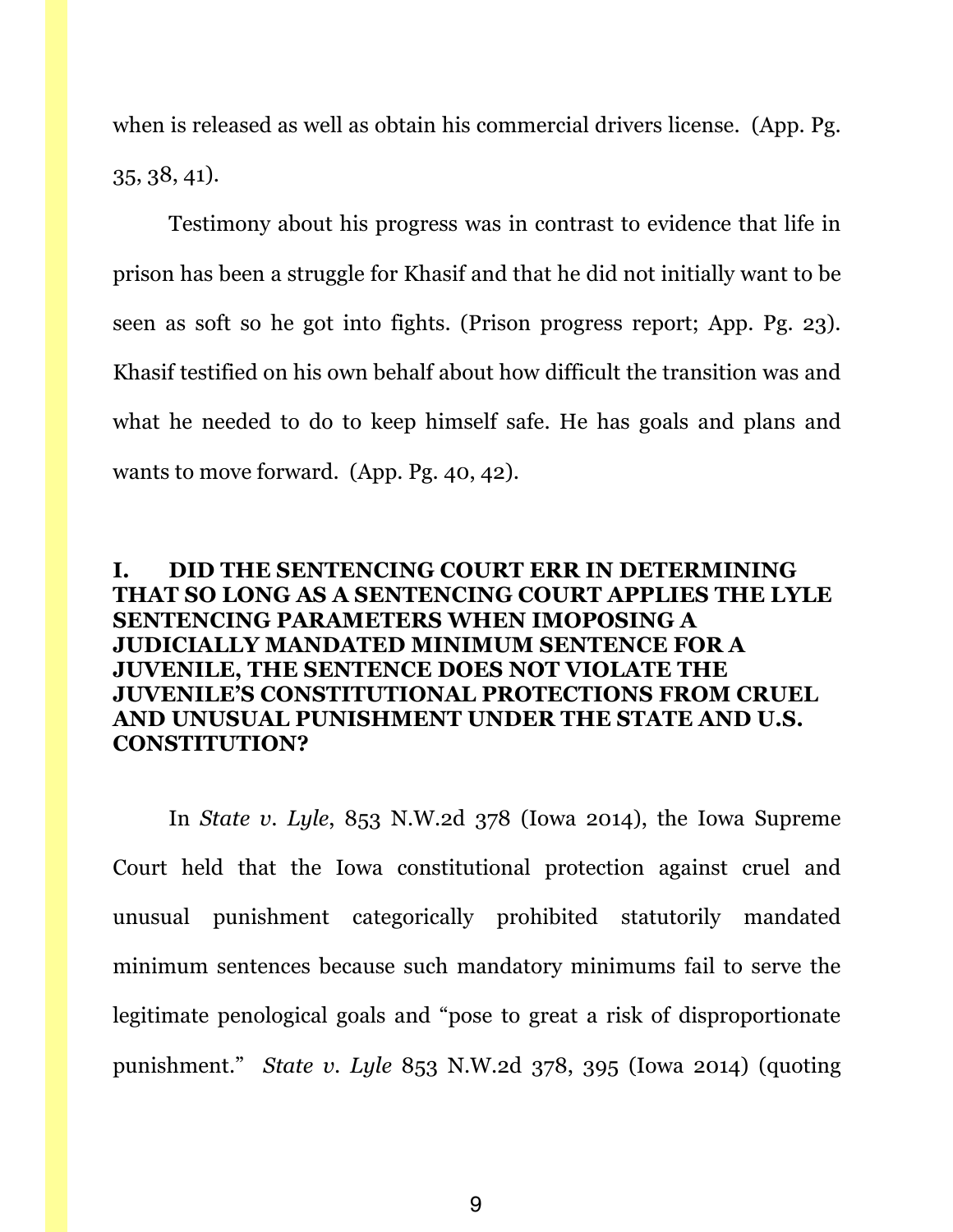when is released as well as obtain his commercial drivers license. (App. Pg. 35, 38, 41).

Testimony about his progress was in contrast to evidence that life in prison has been a struggle for Khasif and that he did not initially want to be seen as soft so he got into fights. (Prison progress report; App. Pg. 23). Khasif testified on his own behalf about how difficult the transition was and what he needed to do to keep himself safe. He has goals and plans and wants to move forward. (App. Pg. 40, 42).

## I. DID THE SENTENCING COURT ERR IN DETERMINING THAT SO LONG AS A SENTENCING COURT APPLIES THE LYLE SENTENCING PARAMETERS WHEN IMOPOSING A JUDICIALLY MANDATED MINIMUM SENTENCE FOR A JUVENILE, THE SENTENCE DOES NOT VIOLATE THE JUVENILE'S CONSTITUTIONAL PROTECTIONS FROM CRUEL AND UNUSUAL PUNISHMENT UNDER THE STATE AND U.S. CONSTITUTION?

In *State v. Lyle*, 853 N.W.2d 378 (Iowa 2014), the Iowa Supreme Court held that the Iowa constitutional protection against cruel and unusual punishment categorically prohibited statutorily mandated minimum sentences because such mandatory minimums fail to serve the legitimate penological goals and "pose to great a risk of disproportionate punishment." *State v. Lyle* 853 N.W.2d 378, 395 (Iowa 2014) (quoting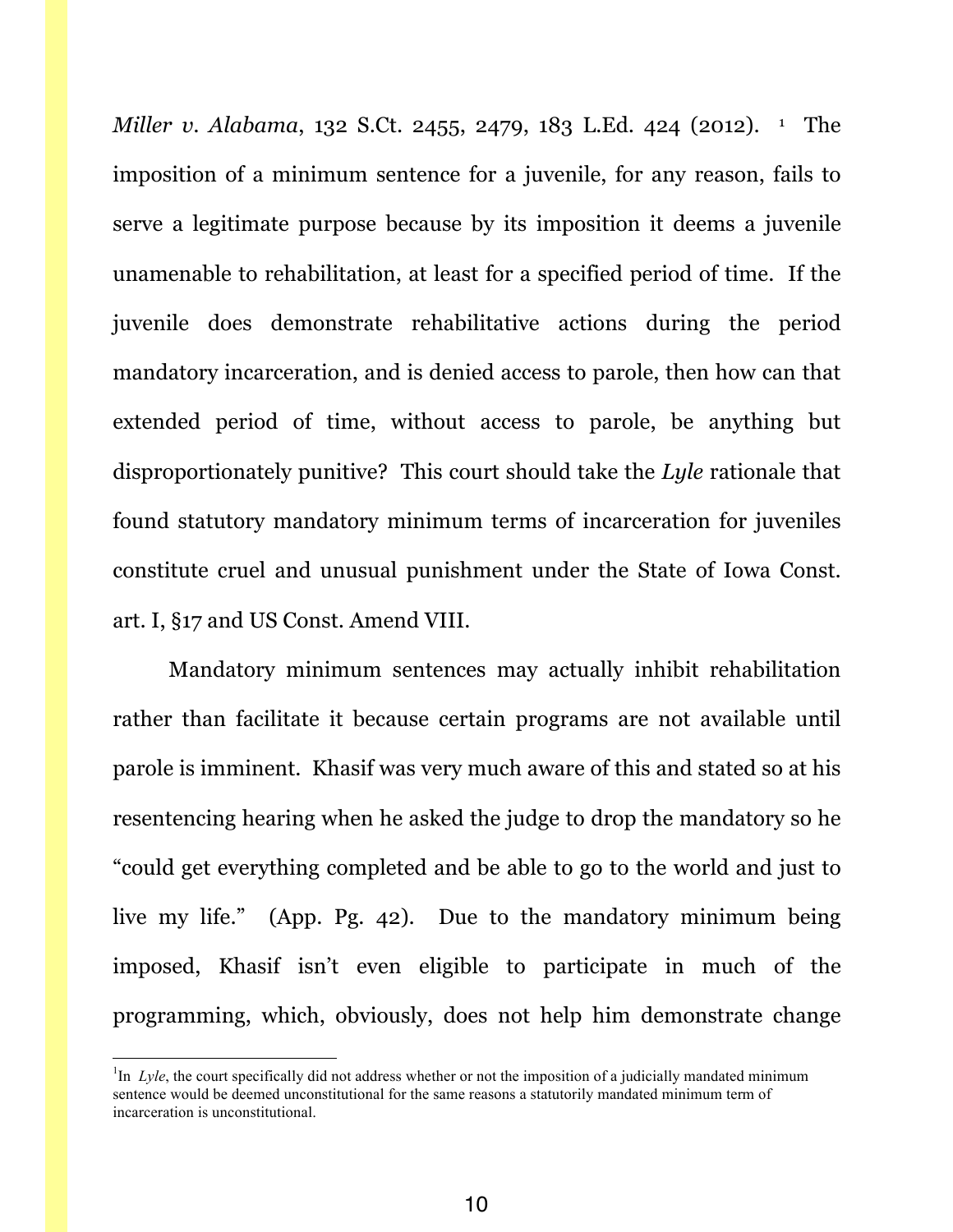*Miller v. Alabama*, 132 S.Ct. 2455, 2479, 183 L.Ed. 424 (2012). [1] The imposition of a minimum sentence for a juvenile, for any reason, fails to serve a legitimate purpose because by its imposition it deems a juvenile unamenable to rehabilitation, at least for a specified period of time. If the juvenile does demonstrate rehabilitative actions during the period mandatory incarceration, and is denied access to parole, then how can that extended period of time, without access to parole, be anything but disproportionately punitive? This court should take the *Lyle* rationale that found statutory mandatory minimum terms of incarceration for juveniles constitute cruel and unusual punishment under the State of Iowa Const. art. I, §17 and US Const. Amend VIII.

Mandatory minimum sentences may actually inhibit rehabilitation rather than facilitate it because certain programs are not available until parole is imminent. Khasif was very much aware of this and stated so at his resentencing hearing when he asked the judge to drop the mandatory so he "could get everything completed and be able to go to the world and just to live my life." (App. Pg. 42). Due to the mandatory minimum being imposed, Khasif isn't even eligible to participate in much of the programming, which, obviously, does not help him demonstrate change

---

[1] In *Lyle*, the court specifically did not address whether or not the imposition of a judicially mandated minimum sentence would be deemed unconstitutional for the same reasons a statutorily mandated minimum term of incarceration is unconstitutional.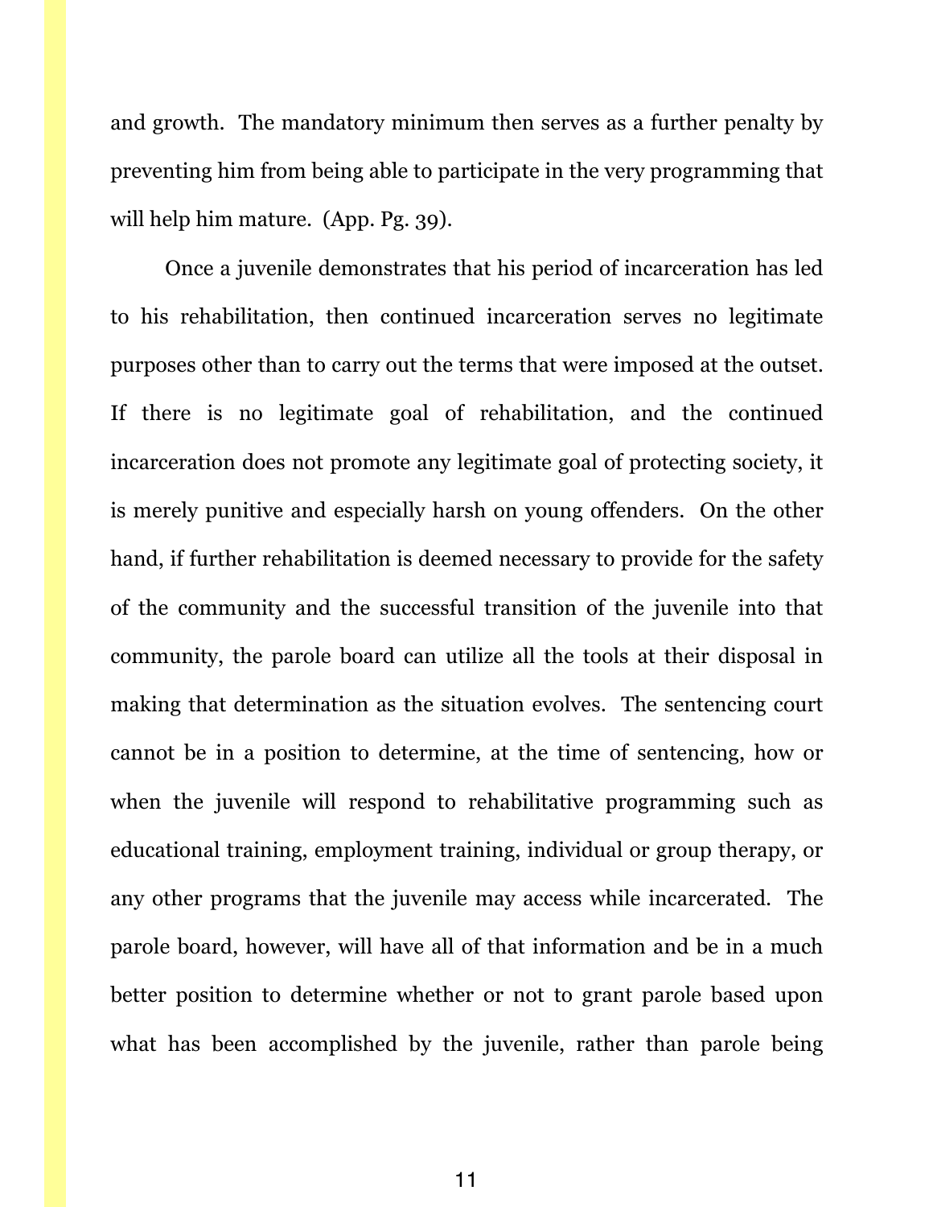and growth. The mandatory minimum then serves as a further penalty by preventing him from being able to participate in the very programming that will help him mature. (App. Pg. 39).

Once a juvenile demonstrates that his period of incarceration has led to his rehabilitation, then continued incarceration serves no legitimate purposes other than to carry out the terms that were imposed at the outset. If there is no legitimate goal of rehabilitation, and the continued incarceration does not promote any legitimate goal of protecting society, it is merely punitive and especially harsh on young offenders. On the other hand, if further rehabilitation is deemed necessary to provide for the safety of the community and the successful transition of the juvenile into that community, the parole board can utilize all the tools at their disposal in making that determination as the situation evolves. The sentencing court cannot be in a position to determine, at the time of sentencing, how or when the juvenile will respond to rehabilitative programming such as educational training, employment training, individual or group therapy, or any other programs that the juvenile may access while incarcerated. The parole board, however, will have all of that information and be in a much better position to determine whether or not to grant parole based upon what has been accomplished by the juvenile, rather than parole being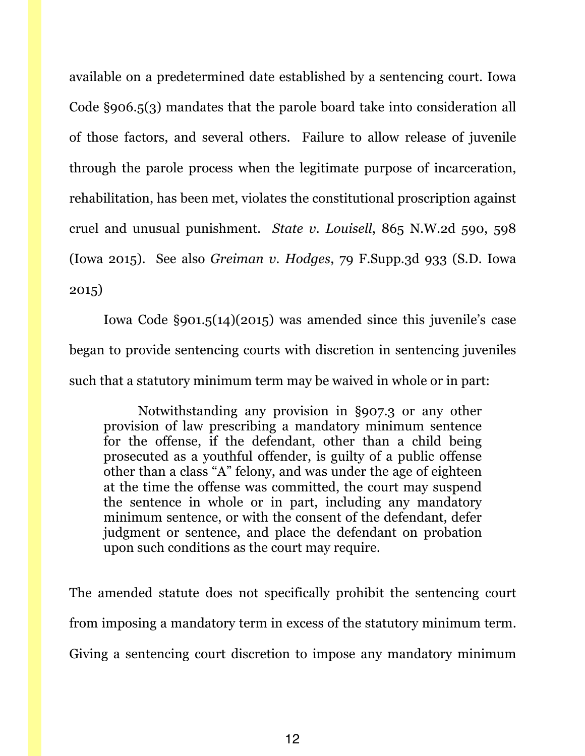available on a predetermined date established by a sentencing court. Iowa Code §906.5(3) mandates that the parole board take into consideration all of those factors, and several others. Failure to allow release of juvenile through the parole process when the legitimate purpose of incarceration, rehabilitation, has been met, violates the constitutional proscription against cruel and unusual punishment. *State v. Louisell*, 865 N.W.2d 590, 598 (Iowa 2015). See also *Greiman v. Hodges*, 79 F.Supp.3d 933 (S.D. Iowa 2015)

Iowa Code §901.5(14)(2015) was amended since this juvenile's case began to provide sentencing courts with discretion in sentencing juveniles such that a statutory minimum term may be waived in whole or in part:

> Notwithstanding any provision in §907.3 or any other provision of law prescribing a mandatory minimum sentence for the offense, if the defendant, other than a child being prosecuted as a youthful offender, is guilty of a public offense other than a class "A" felony, and was under the age of eighteen at the time the offense was committed, the court may suspend the sentence in whole or in part, including any mandatory minimum sentence, or with the consent of the defendant, defer judgment or sentence, and place the defendant on probation upon such conditions as the court may require.

The amended statute does not specifically prohibit the sentencing court from imposing a mandatory term in excess of the statutory minimum term. Giving a sentencing court discretion to impose any mandatory minimum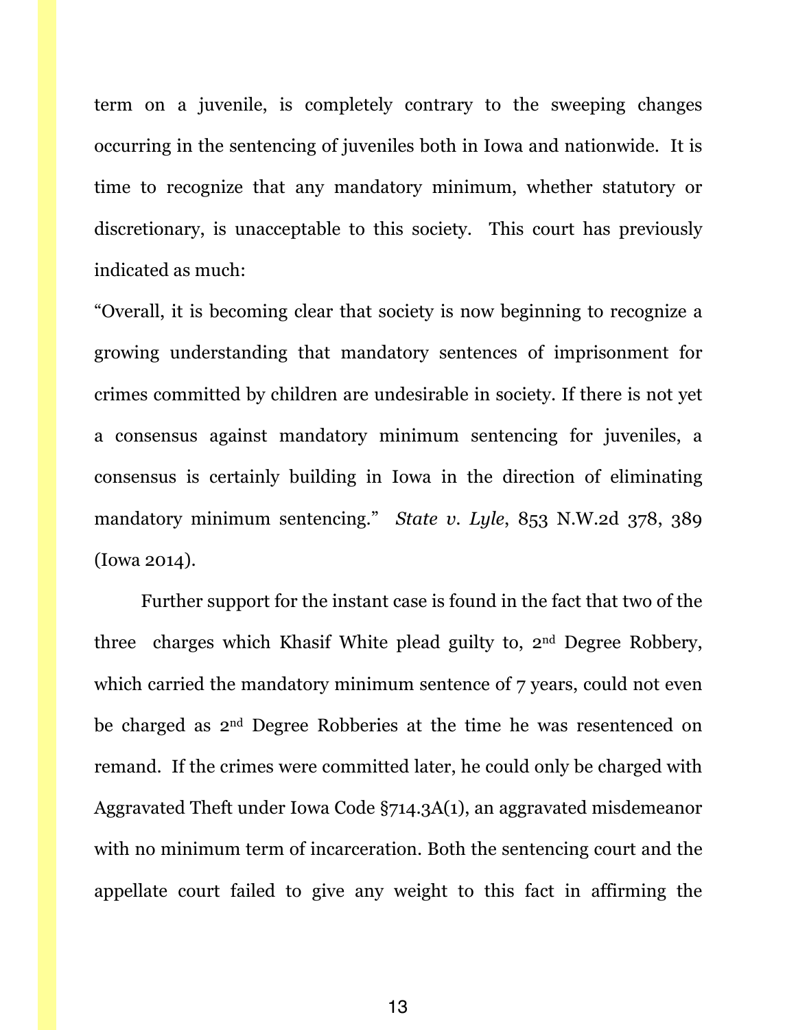term on a juvenile, is completely contrary to the sweeping changes occurring in the sentencing of juveniles both in Iowa and nationwide. It is time to recognize that any mandatory minimum, whether statutory or discretionary, is unacceptable to this society. This court has previously indicated as much:

"Overall, it is becoming clear that society is now beginning to recognize a growing understanding that mandatory sentences of imprisonment for crimes committed by children are undesirable in society. If there is not yet a consensus against mandatory minimum sentencing for juveniles, a consensus is certainly building in Iowa in the direction of eliminating mandatory minimum sentencing." *State v. Lyle*, 853 N.W.2d 378, 389 (Iowa 2014).

Further support for the instant case is found in the fact that two of the three charges which Khasif White plead guilty to, 2nd Degree Robbery, which carried the mandatory minimum sentence of 7 years, could not even be charged as 2nd Degree Robberies at the time he was resentenced on remand. If the crimes were committed later, he could only be charged with Aggravated Theft under Iowa Code §714.3A(1), an aggravated misdemeanor with no minimum term of incarceration. Both the sentencing court and the appellate court failed to give any weight to this fact in affirming the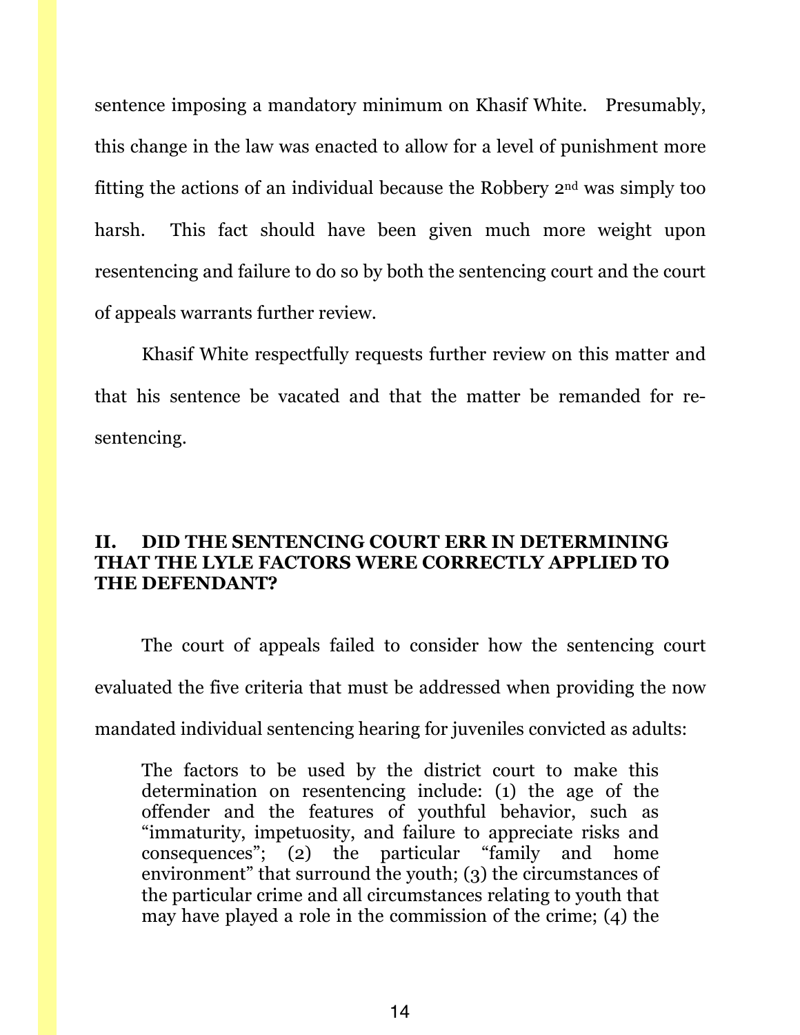sentence imposing a mandatory minimum on Khasif White. Presumably, this change in the law was enacted to allow for a level of punishment more fitting the actions of an individual because the Robbery 2nd was simply too harsh. This fact should have been given much more weight upon resentencing and failure to do so by both the sentencing court and the court of appeals warrants further review.

Khasif White respectfully requests further review on this matter and that his sentence be vacated and that the matter be remanded for re-sentencing.

## II. DID THE SENTENCING COURT ERR IN DETERMINING THAT THE LYLE FACTORS WERE CORRECTLY APPLIED TO THE DEFENDANT?

The court of appeals failed to consider how the sentencing court evaluated the five criteria that must be addressed when providing the now mandated individual sentencing hearing for juveniles convicted as adults:

> The factors to be used by the district court to make this determination on resentencing include: (1) the age of the offender and the features of youthful behavior, such as "immaturity, impetuosity, and failure to appreciate risks and consequences"; (2) the particular "family and home environment" that surround the youth; (3) the circumstances of the particular crime and all circumstances relating to youth that may have played a role in the commission of the crime; (4) the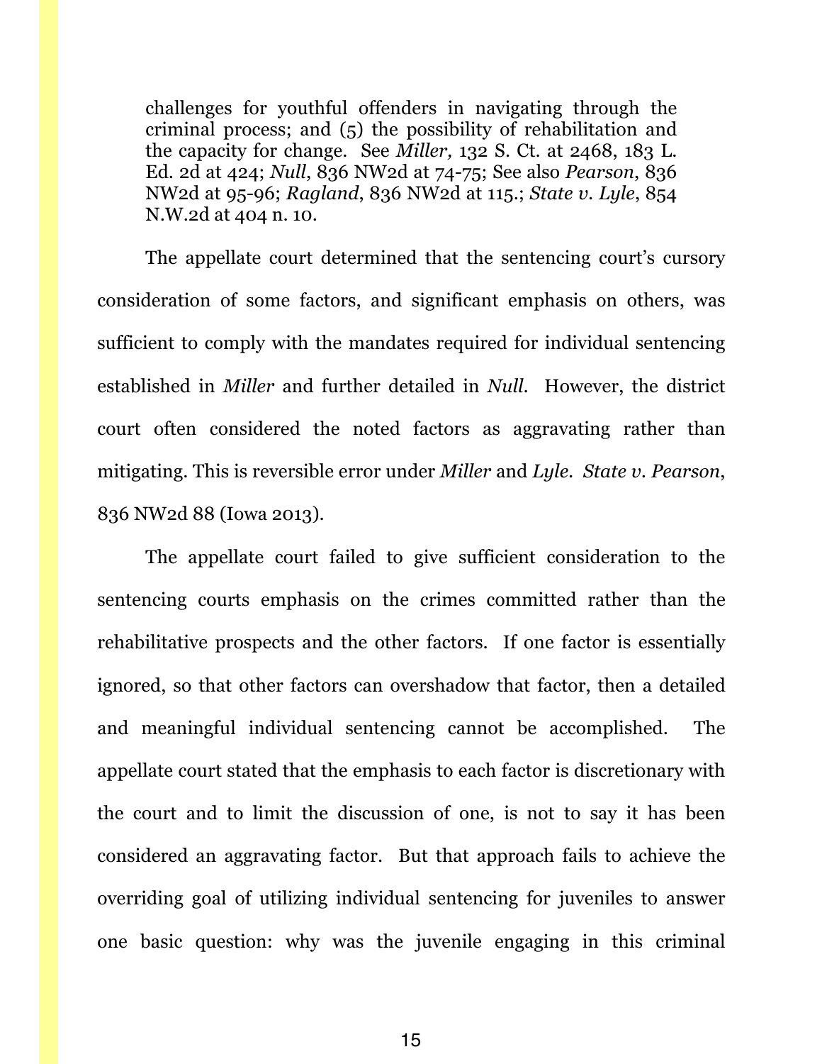challenges for youthful offenders in navigating through the criminal process; and (5) the possibility of rehabilitation and the capacity for change. See *Miller,* 132 S. Ct. at 2468, 183 L. Ed. 2d at 424; *Null*, 836 NW2d at 74-75; See also *Pearson*, 836 NW2d at 95-96; *Ragland*, 836 NW2d at 115.; *State v. Lyle*, 854 N.W.2d at 404 n. 10.

The appellate court determined that the sentencing court's cursory consideration of some factors, and significant emphasis on others, was sufficient to comply with the mandates required for individual sentencing established in *Miller* and further detailed in *Null*. However, the district court often considered the noted factors as aggravating rather than mitigating. This is reversible error under *Miller* and *Lyle*. *State v. Pearson*, 836 NW2d 88 (Iowa 2013).

The appellate court failed to give sufficient consideration to the sentencing courts emphasis on the crimes committed rather than the rehabilitative prospects and the other factors. If one factor is essentially ignored, so that other factors can overshadow that factor, then a detailed and meaningful individual sentencing cannot be accomplished. The appellate court stated that the emphasis to each factor is discretionary with the court and to limit the discussion of one, is not to say it has been considered an aggravating factor. But that approach fails to achieve the overriding goal of utilizing individual sentencing for juveniles to answer one basic question: why was the juvenile engaging in this criminal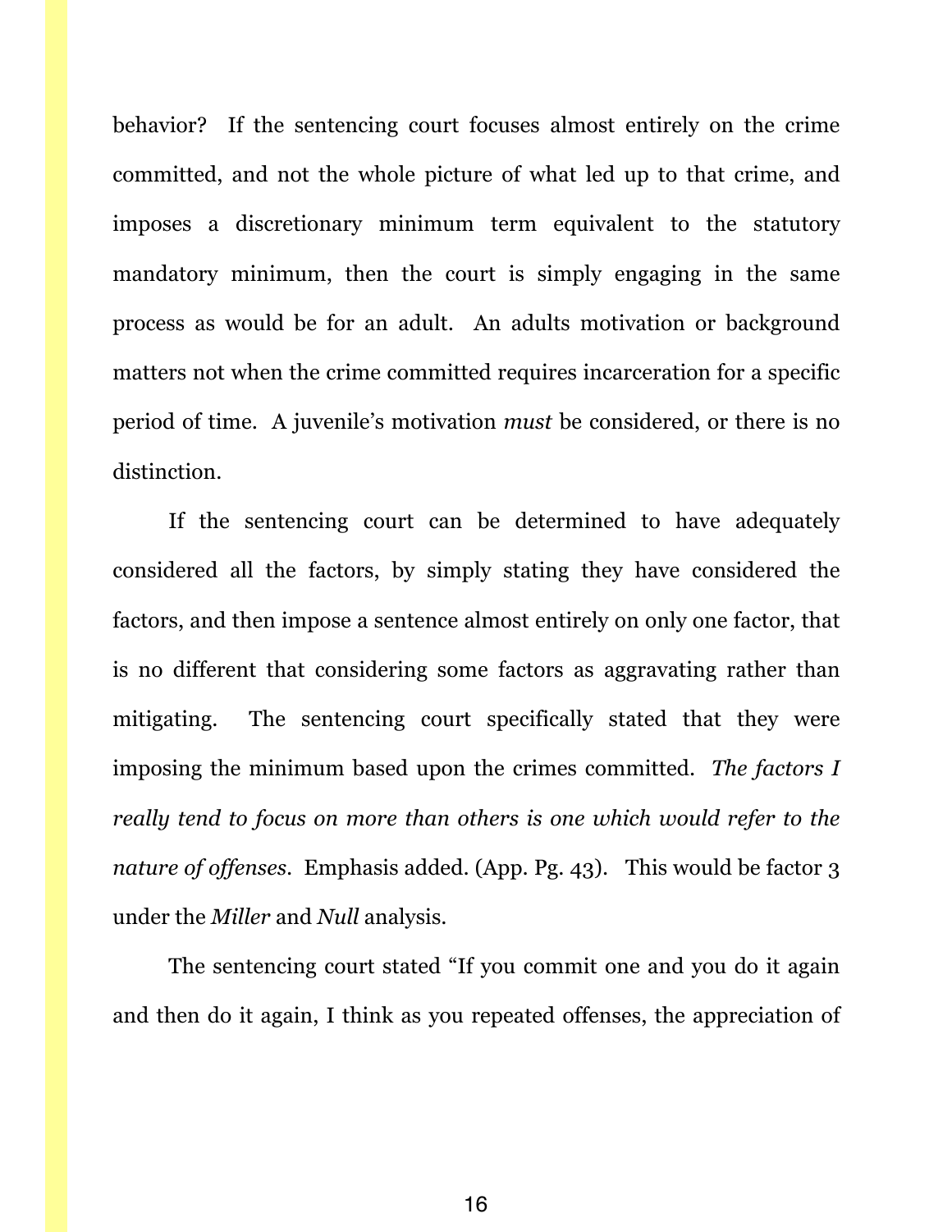behavior? If the sentencing court focuses almost entirely on the crime committed, and not the whole picture of what led up to that crime, and imposes a discretionary minimum term equivalent to the statutory mandatory minimum, then the court is simply engaging in the same process as would be for an adult. An adults motivation or background matters not when the crime committed requires incarceration for a specific period of time. A juvenile's motivation *must* be considered, or there is no distinction.

If the sentencing court can be determined to have adequately considered all the factors, by simply stating they have considered the factors, and then impose a sentence almost entirely on only one factor, that is no different that considering some factors as aggravating rather than mitigating. The sentencing court specifically stated that they were imposing the minimum based upon the crimes committed. *The factors I really tend to focus on more than others is one which would refer to the nature of offenses*. Emphasis added. (App. Pg. 43). This would be factor 3 under the *Miller* and *Null* analysis.

The sentencing court stated "If you commit one and you do it again and then do it again, I think as you repeated offenses, the appreciation of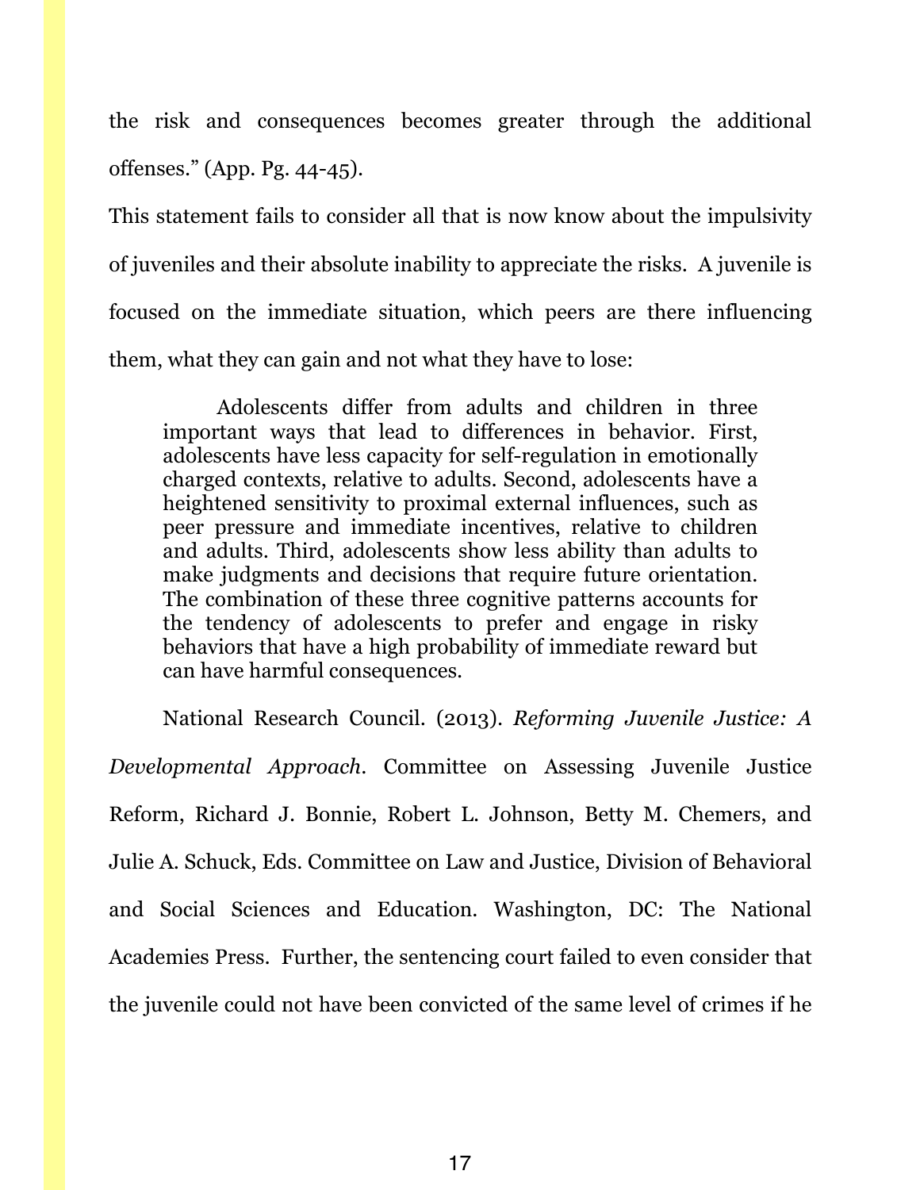the risk and consequences becomes greater through the additional offenses." (App. Pg. 44-45).

This statement fails to consider all that is now know about the impulsivity of juveniles and their absolute inability to appreciate the risks. A juvenile is focused on the immediate situation, which peers are there influencing them, what they can gain and not what they have to lose:

> Adolescents differ from adults and children in three important ways that lead to differences in behavior. First, adolescents have less capacity for self-regulation in emotionally charged contexts, relative to adults. Second, adolescents have a heightened sensitivity to proximal external influences, such as peer pressure and immediate incentives, relative to children and adults. Third, adolescents show less ability than adults to make judgments and decisions that require future orientation. The combination of these three cognitive patterns accounts for the tendency of adolescents to prefer and engage in risky behaviors that have a high probability of immediate reward but can have harmful consequences.

National Research Council. (2013). *Reforming Juvenile Justice: A Developmental Approach*. Committee on Assessing Juvenile Justice Reform, Richard J. Bonnie, Robert L. Johnson, Betty M. Chemers, and Julie A. Schuck, Eds. Committee on Law and Justice, Division of Behavioral and Social Sciences and Education. Washington, DC: The National Academies Press. Further, the sentencing court failed to even consider that the juvenile could not have been convicted of the same level of crimes if he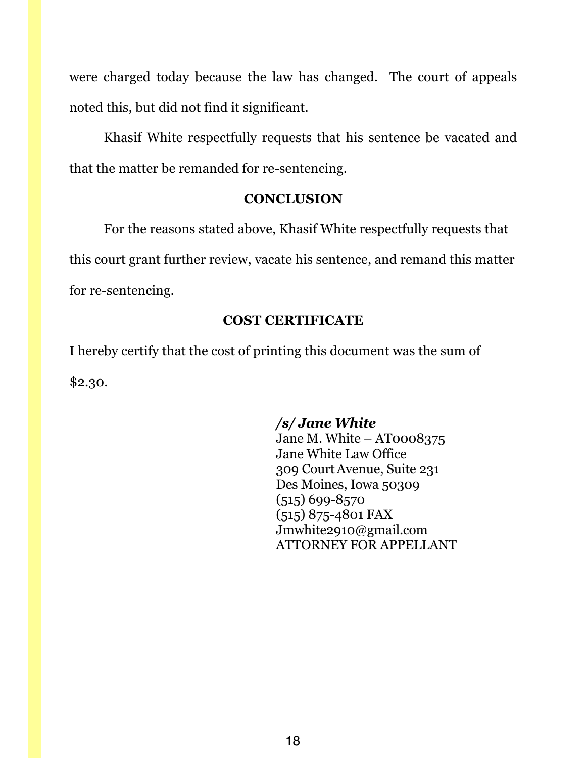were charged today because the law has changed. The court of appeals noted this, but did not find it significant.

Khasif White respectfully requests that his sentence be vacated and that the matter be remanded for re-sentencing.

## CONCLUSION

For the reasons stated above, Khasif White respectfully requests that this court grant further review, vacate his sentence, and remand this matter for re-sentencing.

## COST CERTIFICATE

I hereby certify that the cost of printing this document was the sum of $2.30.

***/s/ Jane White***
Jane M. White – AT0008375
Jane White Law Office
309 Court Avenue, Suite 231
Des Moines, Iowa 50309
(515) 699-8570
(515) 875-4801 FAX
Jmwhite2910@gmail.com
ATTORNEY FOR APPELLANT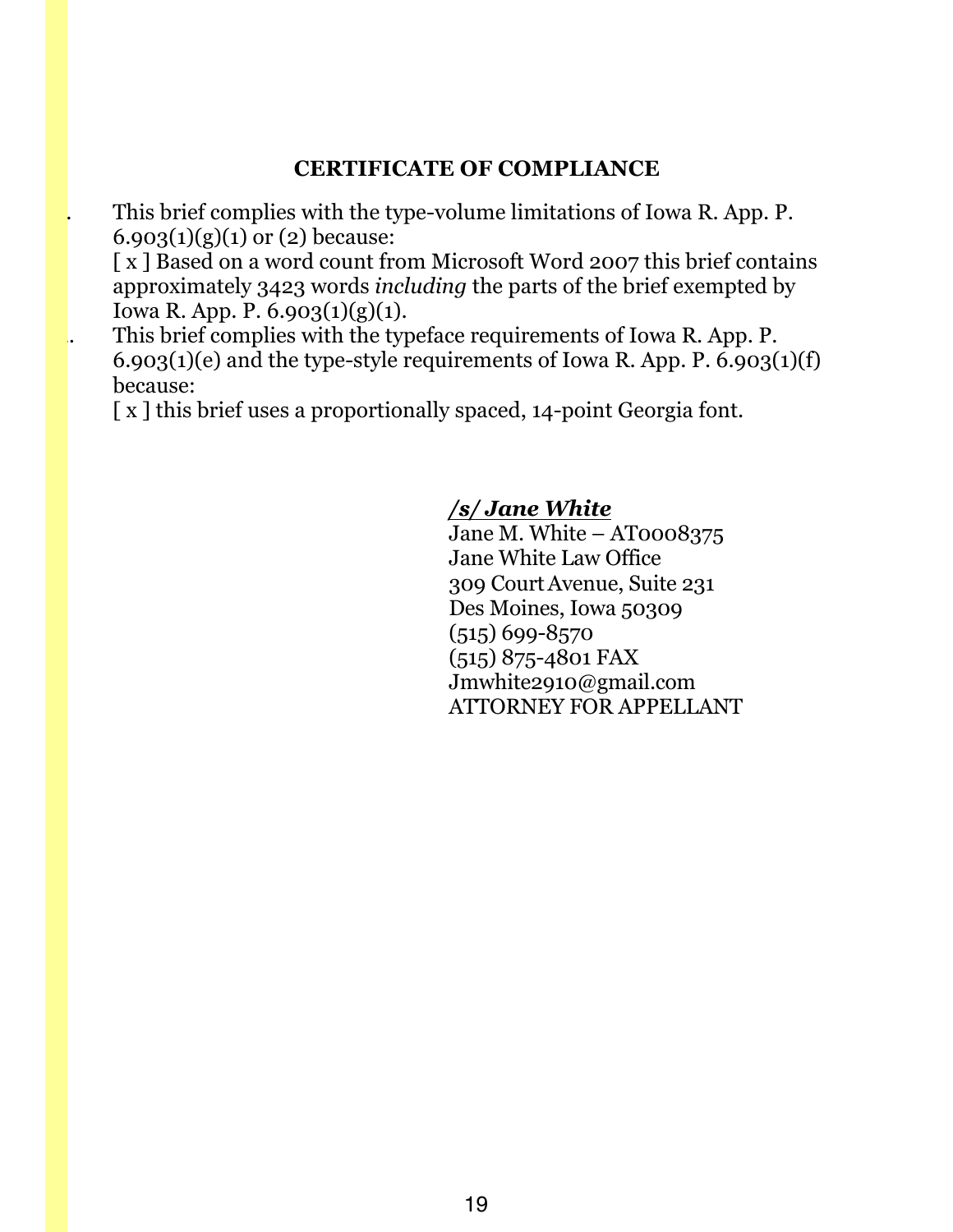## CERTIFICATE OF COMPLIANCE

1. This brief complies with the type-volume limitations of Iowa R. App. P. 6.903(1)(g)(1) or (2) because:
   [ x ] Based on a word count from Microsoft Word 2007 this brief contains approximately 3423 words *including* the parts of the brief exempted by Iowa R. App. P. 6.903(1)(g)(1).
2. This brief complies with the typeface requirements of Iowa R. App. P. 6.903(1)(e) and the type-style requirements of Iowa R. App. P. 6.903(1)(f) because:
   [ x ] this brief uses a proportionally spaced, 14-point Georgia font.

***/s/ Jane White***
Jane M. White – AT0008375
Jane White Law Office
309 Court Avenue, Suite 231
Des Moines, Iowa 50309
(515) 699-8570
(515) 875-4801 FAX
Jmwhite2910@gmail.com
ATTORNEY FOR APPELLANT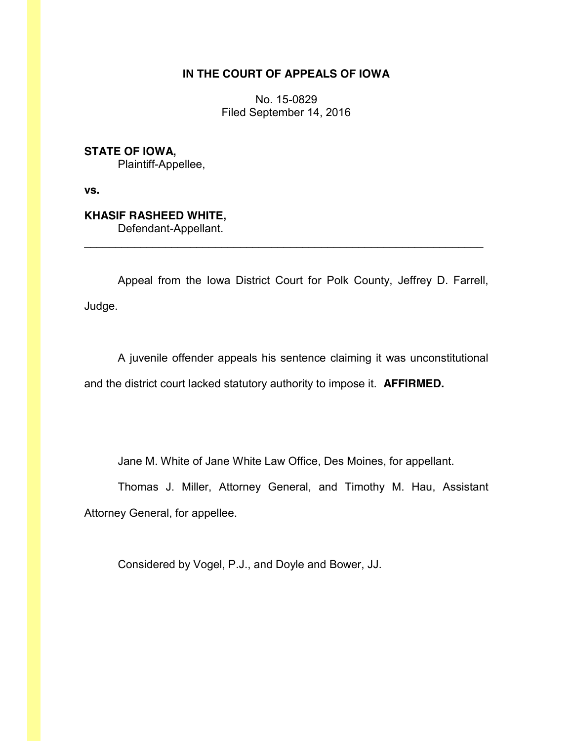**IN THE COURT OF APPEALS OF IOWA**

No. 15-0829
Filed September 14, 2016

**STATE OF IOWA,**
Plaintiff-Appellee,

**vs.**

**KHASIF RASHEED WHITE,**
Defendant-Appellant.

---

Appeal from the Iowa District Court for Polk County, Jeffrey D. Farrell, Judge.

A juvenile offender appeals his sentence claiming it was unconstitutional and the district court lacked statutory authority to impose it. **AFFIRMED.**

Jane M. White of Jane White Law Office, Des Moines, for appellant.

Thomas J. Miller, Attorney General, and Timothy M. Hau, Assistant Attorney General, for appellee.

Considered by Vogel, P.J., and Doyle and Bower, JJ.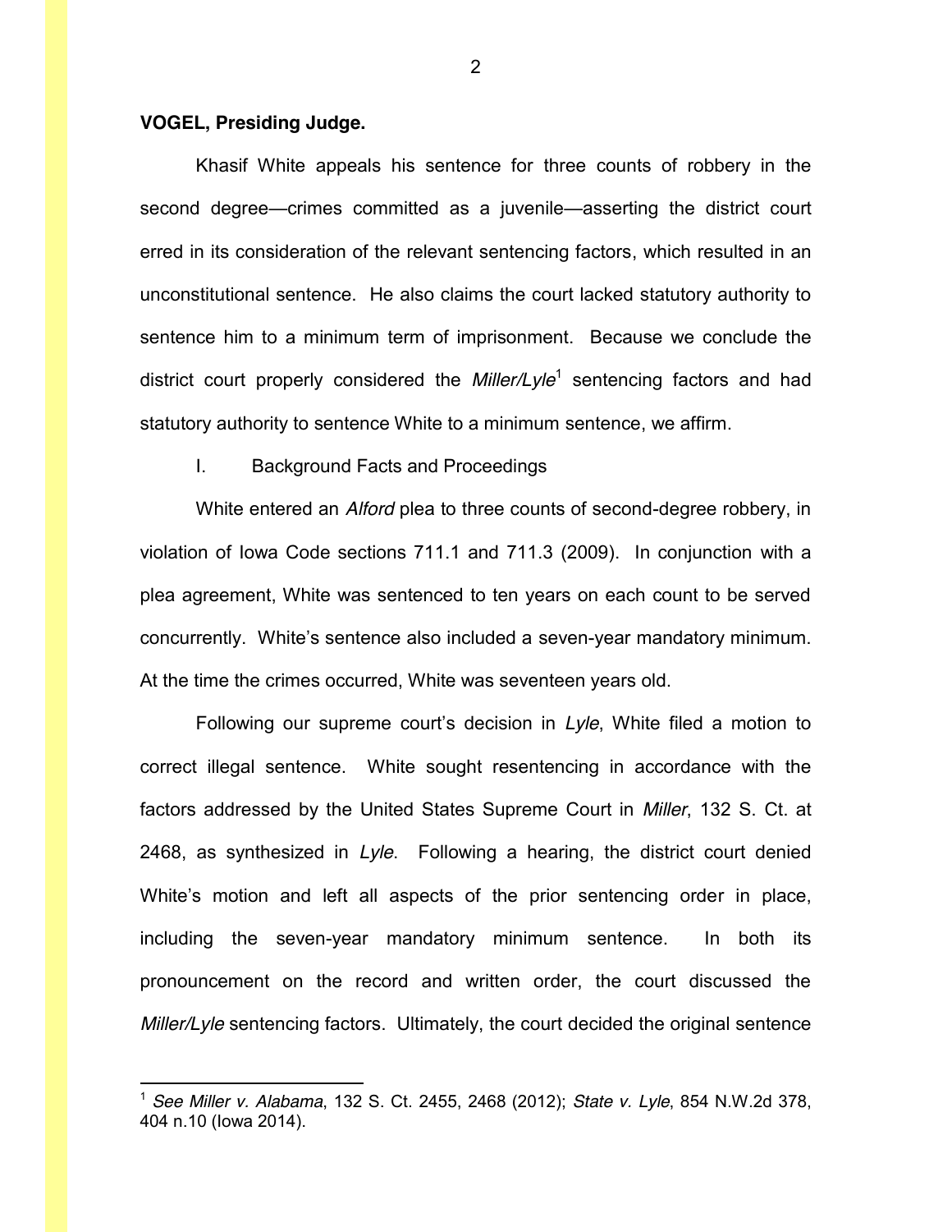**VOGEL, Presiding Judge.**

Khasif White appeals his sentence for three counts of robbery in the second degree—crimes committed as a juvenile—asserting the district court erred in its consideration of the relevant sentencing factors, which resulted in an unconstitutional sentence. He also claims the court lacked statutory authority to sentence him to a minimum term of imprisonment. Because we conclude the district court properly considered the *Miller/Lyle*[1] sentencing factors and had statutory authority to sentence White to a minimum sentence, we affirm.

I. Background Facts and Proceedings

White entered an *Alford* plea to three counts of second-degree robbery, in violation of Iowa Code sections 711.1 and 711.3 (2009). In conjunction with a plea agreement, White was sentenced to ten years on each count to be served concurrently. White's sentence also included a seven-year mandatory minimum. At the time the crimes occurred, White was seventeen years old.

Following our supreme court's decision in *Lyle*, White filed a motion to correct illegal sentence. White sought resentencing in accordance with the factors addressed by the United States Supreme Court in *Miller*, 132 S. Ct. at 2468, as synthesized in *Lyle*. Following a hearing, the district court denied White's motion and left all aspects of the prior sentencing order in place, including the seven-year mandatory minimum sentence. In both its pronouncement on the record and written order, the court discussed the *Miller/Lyle* sentencing factors. Ultimately, the court decided the original sentence

---

[1] *See Miller v. Alabama*, 132 S. Ct. 2455, 2468 (2012); *State v. Lyle*, 854 N.W.2d 378, 404 n.10 (Iowa 2014).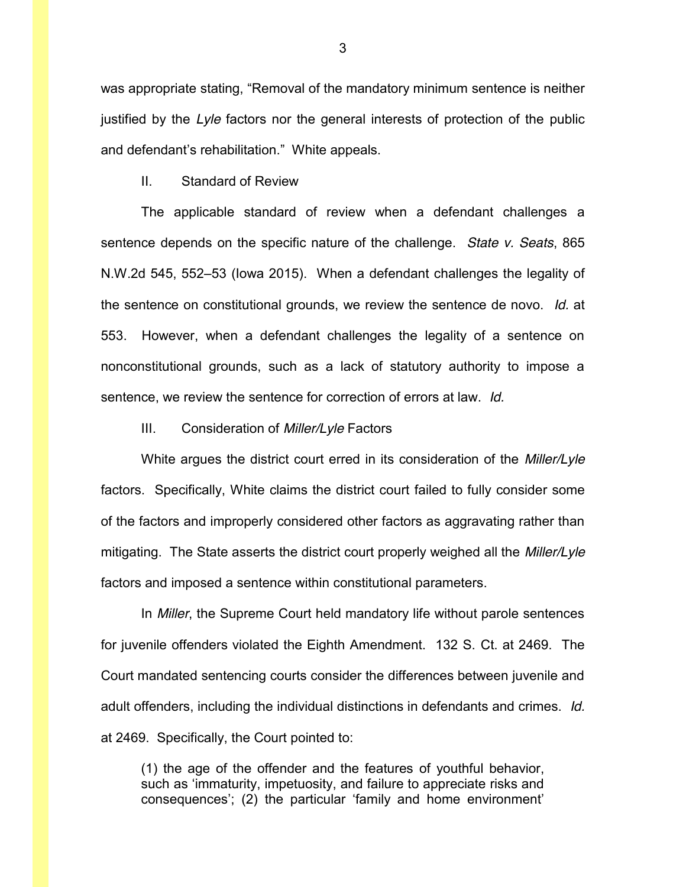was appropriate stating, "Removal of the mandatory minimum sentence is neither justified by the *Lyle* factors nor the general interests of protection of the public and defendant's rehabilitation." White appeals.

## II. Standard of Review

The applicable standard of review when a defendant challenges a sentence depends on the specific nature of the challenge. *State v. Seats*, 865 N.W.2d 545, 552–53 (Iowa 2015). When a defendant challenges the legality of the sentence on constitutional grounds, we review the sentence de novo. *Id.* at 553. However, when a defendant challenges the legality of a sentence on nonconstitutional grounds, such as a lack of statutory authority to impose a sentence, we review the sentence for correction of errors at law. *Id.*

## III. Consideration of *Miller/Lyle* Factors

White argues the district court erred in its consideration of the *Miller/Lyle* factors. Specifically, White claims the district court failed to fully consider some of the factors and improperly considered other factors as aggravating rather than mitigating. The State asserts the district court properly weighed all the *Miller/Lyle* factors and imposed a sentence within constitutional parameters.

In *Miller*, the Supreme Court held mandatory life without parole sentences for juvenile offenders violated the Eighth Amendment. 132 S. Ct. at 2469. The Court mandated sentencing courts consider the differences between juvenile and adult offenders, including the individual distinctions in defendants and crimes. *Id.* at 2469. Specifically, the Court pointed to:

> (1) the age of the offender and the features of youthful behavior, such as 'immaturity, impetuosity, and failure to appreciate risks and consequences'; (2) the particular 'family and home environment'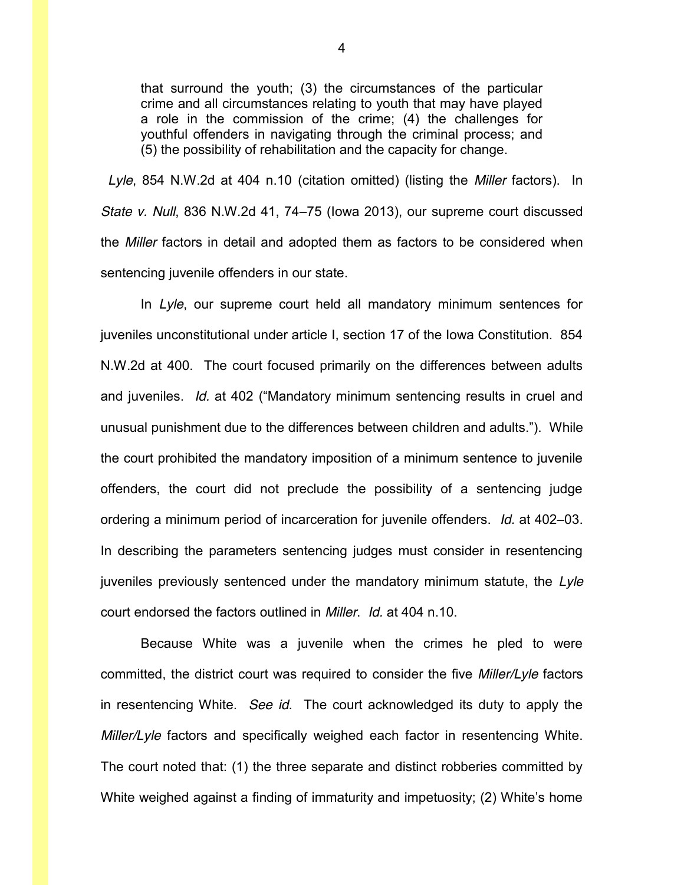> that surround the youth; (3) the circumstances of the particular crime and all circumstances relating to youth that may have played a role in the commission of the crime; (4) the challenges for youthful offenders in navigating through the criminal process; and (5) the possibility of rehabilitation and the capacity for change.

*Lyle*, 854 N.W.2d at 404 n.10 (citation omitted) (listing the *Miller* factors). In *State v. Null*, 836 N.W.2d 41, 74–75 (Iowa 2013), our supreme court discussed the *Miller* factors in detail and adopted them as factors to be considered when sentencing juvenile offenders in our state.

In *Lyle*, our supreme court held all mandatory minimum sentences for juveniles unconstitutional under article I, section 17 of the Iowa Constitution. 854 N.W.2d at 400. The court focused primarily on the differences between adults and juveniles. *Id.* at 402 ("Mandatory minimum sentencing results in cruel and unusual punishment due to the differences between children and adults."). While the court prohibited the mandatory imposition of a minimum sentence to juvenile offenders, the court did not preclude the possibility of a sentencing judge ordering a minimum period of incarceration for juvenile offenders. *Id.* at 402–03. In describing the parameters sentencing judges must consider in resentencing juveniles previously sentenced under the mandatory minimum statute, the *Lyle* court endorsed the factors outlined in *Miller*. *Id.* at 404 n.10.

Because White was a juvenile when the crimes he pled to were committed, the district court was required to consider the five *Miller/Lyle* factors in resentencing White. *See id.* The court acknowledged its duty to apply the *Miller/Lyle* factors and specifically weighed each factor in resentencing White. The court noted that: (1) the three separate and distinct robberies committed by White weighed against a finding of immaturity and impetuosity; (2) White's home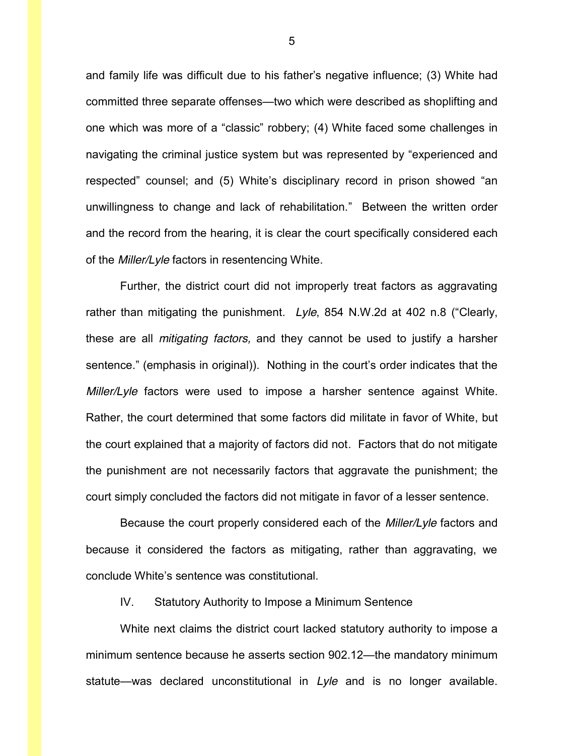and family life was difficult due to his father's negative influence; (3) White had committed three separate offenses—two which were described as shoplifting and one which was more of a "classic" robbery; (4) White faced some challenges in navigating the criminal justice system but was represented by "experienced and respected" counsel; and (5) White's disciplinary record in prison showed "an unwillingness to change and lack of rehabilitation." Between the written order and the record from the hearing, it is clear the court specifically considered each of the *Miller/Lyle* factors in resentencing White.

Further, the district court did not improperly treat factors as aggravating rather than mitigating the punishment. *Lyle*, 854 N.W.2d at 402 n.8 ("Clearly, these are all *mitigating factors,* and they cannot be used to justify a harsher sentence." (emphasis in original)). Nothing in the court's order indicates that the *Miller/Lyle* factors were used to impose a harsher sentence against White. Rather, the court determined that some factors did militate in favor of White, but the court explained that a majority of factors did not. Factors that do not mitigate the punishment are not necessarily factors that aggravate the punishment; the court simply concluded the factors did not mitigate in favor of a lesser sentence.

Because the court properly considered each of the *Miller/Lyle* factors and because it considered the factors as mitigating, rather than aggravating, we conclude White's sentence was constitutional.

IV. Statutory Authority to Impose a Minimum Sentence

White next claims the district court lacked statutory authority to impose a minimum sentence because he asserts section 902.12—the mandatory minimum statute—was declared unconstitutional in *Lyle* and is no longer available.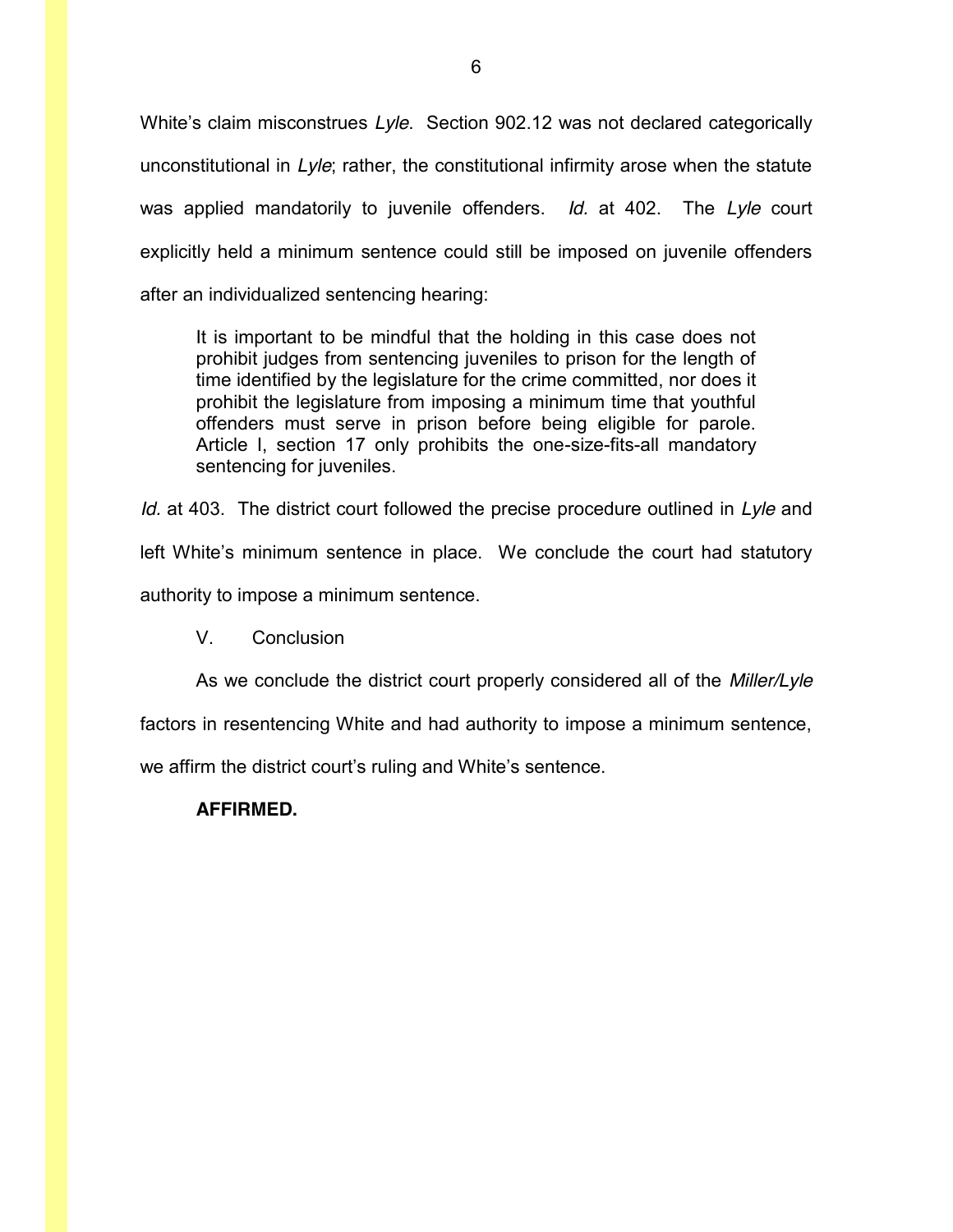White's claim misconstrues *Lyle*. Section 902.12 was not declared categorically unconstitutional in *Lyle*; rather, the constitutional infirmity arose when the statute was applied mandatorily to juvenile offenders. *Id.* at 402. The *Lyle* court explicitly held a minimum sentence could still be imposed on juvenile offenders after an individualized sentencing hearing:

> It is important to be mindful that the holding in this case does not prohibit judges from sentencing juveniles to prison for the length of time identified by the legislature for the crime committed, nor does it prohibit the legislature from imposing a minimum time that youthful offenders must serve in prison before being eligible for parole. Article I, section 17 only prohibits the one-size-fits-all mandatory sentencing for juveniles.

*Id.* at 403. The district court followed the precise procedure outlined in *Lyle* and left White's minimum sentence in place. We conclude the court had statutory authority to impose a minimum sentence.

## V. Conclusion

As we conclude the district court properly considered all of the *Miller/Lyle* factors in resentencing White and had authority to impose a minimum sentence, we affirm the district court's ruling and White's sentence.

**AFFIRMED.**